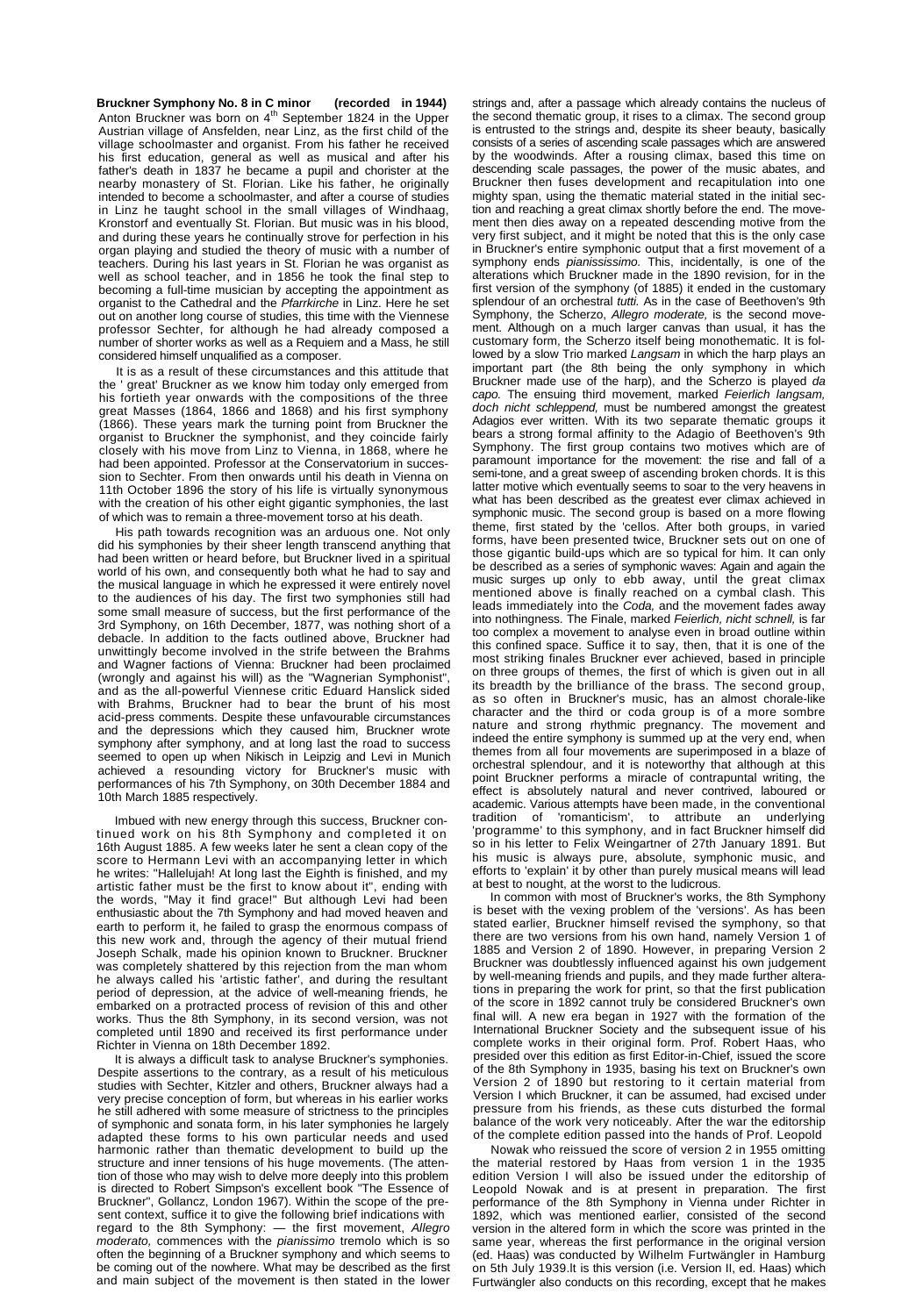**Bruckner Symphony No. 8 in C minor (recorded in 1944)**

Anton Bruckner was born on 4th September 1824 in the Upper Austrian village of Ansfelden, near Linz, as the first child of the village schoolmaster and organist. From his father he received his first education, general as well as musical and after his father's death in 1837 he became a pupil and chorister at the nearby monastery of St. Florian. Like his father, he originally intended to become a schoolmaster, and after a course of studies in Linz he taught school in the small villages of Windhaag, Kronstorf and eventually St. Florian. But music was in his blood, and during these years he continually strove for perfection in his organ playing and studied the theory of music with a number of teachers. During his last years in St. Florian he was organist as well as school teacher, and in 1856 he took the final step to becoming a full-time musician by accepting the appointment as organist to the Cathedral and the *Pfarrkirche* in Linz. Here he set out on another long course of studies, this time with the Viennese professor Sechter, for although he had already composed a number of shorter works as well as a Requiem and a Mass, he still considered himself unqualified as a composer.

It is as a result of these circumstances and this attitude that the ' great' Bruckner as we know him today only emerged from his fortieth year onwards with the compositions of the three great Masses (1864, 1866 and 1868) and his first symphony (1866). These years mark the turning point from Bruckner the organist to Bruckner the symphonist, and they coincide fairly closely with his move from Linz to Vienna, in 1868, where he had been appointed. Professor at the Conservatorium in succession to Sechter. From then onwards until his death in Vienna on 11th October 1896 the story of his life is virtually synonymous with the creation of his other eight gigantic symphonies, the last of which was to remain a three-movement torso at his death.

His path towards recognition was an arduous one. Not only did his symphonies by their sheer length transcend anything that had been written or heard before, but Bruckner lived in a spiritual world of his own, and consequently both what he had to say and the musical language in which he expressed it were entirely novel to the audiences of his day. The first two symphonies still had some small measure of success, but the first performance of the 3rd Symphony, on 16th December, 1877, was nothing short of a debacle. In addition to the facts outlined above, Bruckner had unwittingly become involved in the strife between the Brahms and Wagner factions of Vienna: Bruckner had been proclaimed (wrongly and against his will) as the "Wagnerian Symphonist", and as the all-powerful Viennese critic Eduard Hanslick sided with Brahms, Bruckner had to bear the brunt of his most acid-press comments. Despite these unfavourable circumstances and the depressions which they caused him, Bruckner wrote symphony after symphony, and at long last the road to success seemed to open up when Nikisch in Leipzig and Levi in Munich achieved a resounding victory for Bruckner's music with performances of his 7th Symphony, on 30th December 1884 and 10th March 1885 respectively.

Imbued with new energy through this success, Bruckner continued work on his 8th Symphony and completed it on 16th August 1885. A few weeks later he sent a clean copy of the score to Hermann Levi with an accompanying letter in which he writes: "Hallelujah! At long last the Eighth is finished, and my artistic father must be the first to know about it", ending with the words, "May it find grace!" But although Levi had been enthusiastic about the 7th Symphony and had moved heaven and earth to perform it, he failed to grasp the enormous compass of this new work and, through the agency of their mutual friend Joseph Schalk, made his opinion known to Bruckner. Bruckner was completely shattered by this rejection from the man whom he always called his 'artistic father', and during the resultant period of depression, at the advice of well-meaning friends, he embarked on a protracted process of revision of this and other works. Thus the 8th Symphony, in its second version, was not completed until 1890 and received its first performance under Richter in Vienna on 18th December 1892.

It is always a difficult task to analyse Bruckner's symphonies. Despite assertions to the contrary, as a result of his meticulous studies with Sechter, Kitzler and others, Bruckner always had a very precise conception of form, but whereas in his earlier works he still adhered with some measure of strictness to the principles of symphonic and sonata form, in his later symphonies he largely adapted these forms to his own particular needs and used harmonic rather than thematic development to build up the structure and inner tensions of his huge movements. (The attention of those who may wish to delve more deeply into this problem is directed to Robert Simpson's excellent book "The Essence of Bruckner", Gollancz, London 1967). Within the scope of the present context, suffice it to give the following brief indications with regard to the 8th Symphony: — the first movement, *Allegro moderato,* commences with the *pianissimo* tremolo which is so often the beginning of a Bruckner symphony and which seems to be coming out of the nowhere. What may be described as the first and main subject of the movement is then stated in the lower strings and, after a passage which already contains the nucleus of the second thematic group, it rises to a climax. The second group is entrusted to the strings and, despite its sheer beauty, basically consists of a series of ascending scale passages which are answered by the woodwinds. After a rousing climax, based this time on descending scale passages, the power of the music abates, and Bruckner then fuses development and recapitulation into one mighty span, using the thematic material stated in the initial section and reaching a great climax shortly before the end. The movement then dies away on a repeated descending motive from the very first subject, and it might be noted that this is the only case in Bruckner's entire symphonic output that a first movement of a symphony ends *pianissimo.* This, incidentally, is one of the alterations which Bruckner made in the 1890 revision, for in the first version of the symphony (of 1885) it ended in the customary splendour of an orchestral *tutti.* As in the case of Beethoven's 9th Symphony, the Scherzo, *Allegro moderate,* is the second movement. Although on a much larger canvas than usual, it has the customary form, the Scherzo itself being monothematic. It is followed by a slow Trio marked *Langsam* in which the harp plays an important part (the 8th being the only symphony in which Bruckner made use of the harp), and the Scherzo is played *da capo.* The ensuing third movement, marked *Feierlich langsam, doch nicht schleppend,* must be numbered amongst the greatest Adagios ever written. With its two separate thematic groups it bears a strong formal affinity to the Adagio of Beethoven's 9th Symphony. The first group contains two motives which are of paramount importance for the movement: the rise and fall of a semi-tone, and a great sweep of ascending broken chords. It is this latter motive which eventually seems to soar to the very heavens in what has been described as the greatest ever climax achieved in symphonic music. The second group is based on a more flowing theme, first stated by the 'cellos. After both groups, in varied forms, have been presented twice, Bruckner sets out on one of those gigantic build-ups which are so typical for him. It can only be described as a series of symphonic waves: Again and again the music surges up only to ebb away, until the great climax mentioned above is finally reached on a cymbal clash. This leads immediately into the *Coda,* and the movement fades away into nothingness. The Finale, marked *Feierlich, nicht schnell,* is far too complex a movement to analyse even in broad outline within this confined space. Suffice it to say, then, that it is one of the most striking finales Bruckner ever achieved, based in principle on three groups of themes, the first of which is given out in all its breadth by the brilliance of the brass. The second group, as so often in Bruckner's music, has an almost chorale-like character and the third or coda group is of a more sombre nature and strong rhythmic pregnancy. The movement and indeed the entire symphony is summed up at the very end, when themes from all four movements are superimposed in a blaze of orchestral splendour, and it is noteworthy that although at this point Bruckner performs a miracle of contrapuntal writing, the effect is absolutely natural and never contrived, laboured or academic. Various attempts have been made, in the conventional tradition of 'romanticism', to attribute an underlying 'programme' to this symphony, and in fact Bruckner himself did so in his letter to Felix Weingartner of 27th January 1891. But his music is always pure, absolute, symphonic music, and efforts to 'explain' it by other than purely musical means will lead at best to nought, at the worst to the ludicrous.

In common with most of Bruckner's works, the 8th Symphony is beset with the vexing problem of the 'versions'. As has been stated earlier, Bruckner himself revised the symphony, so that there are two versions from his own hand, namely Version 1 of 1885 and Version 2 of 1890. However, in preparing Version 2 Bruckner was doubtlessly influenced against his own judgement by well-meaning friends and pupils, and they made further alterations in preparing the work for print, so that the first publication of the score in 1892 cannot truly be considered Bruckner's own final will. A new era began in 1927 with the formation of the International Bruckner Society and the subsequent issue of his complete works in their original form. Prof. Robert Haas, who presided over this edition as first Editor-in-Chief, issued the score of the 8th Symphony in 1935, basing his text on Bruckner's own Version 2 of 1890 but restoring to it certain material from Version I which Bruckner, it can be assumed, had excised under pressure from his friends, as these cuts disturbed the formal balance of the work very noticeably. After the war the editorship of the complete edition passed into the hands of Prof. Leopold Nowak who reissued the score of version 2 in 1955 omitting the material restored by Haas from version 1 in the 1935 edition Version I will also be issued under the editorship of Leopold Nowak and is at present in preparation. The first performance of the 8th Symphony in Vienna under Richter in 1892, which was mentioned earlier, consisted of the second version in the altered form in which the score was printed in the same year, whereas the first performance in the original version (ed. Haas) was conducted by Wilhelm Furtwängler in Hamburg on 5th July 1939.It is this version (i.e. Version II, ed. Haas) which Furtwängler also conducts on this recording, except that he makes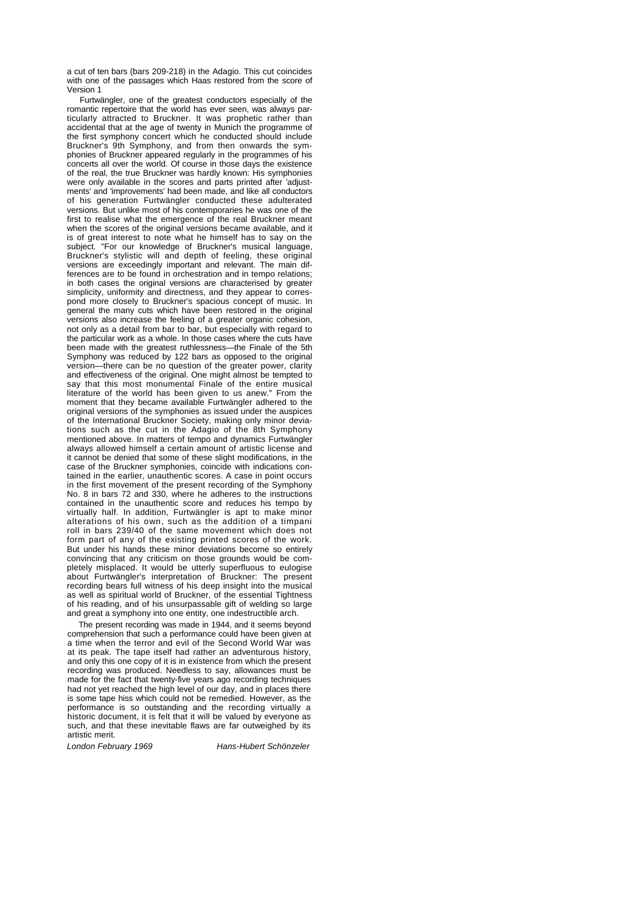a cut of ten bars (bars 209-218) in the Adagio. This cut coincides with one of the passages which Haas restored from the score of Version 1

Furtwängler, one of the greatest conductors especially of the romantic repertoire that the world has ever seen, was always particularly attracted to Bruckner. It was prophetic rather than accidental that at the age of twenty in Munich the programme of the first symphony concert which he conducted should include Bruckner's 9th Symphony, and from then onwards the symphonies of Bruckner appeared regularly in the programmes of his concerts all over the world. Of course in those days the existence of the real, the true Bruckner was hardly known: His symphonies were only available in the scores and parts printed after 'adjustments' and 'improvements' had been made, and like all conductors of his generation Furtwängler conducted these adulterated versions. But unlike most of his contemporaries he was one of the first to realise what the emergence of the real Bruckner meant when the scores of the original versions became available, and it is of great interest to note what he himself has to say on the subject. "For our knowledge of Bruckner's musical language, Bruckner's stylistic will and depth of feeling, these original versions are exceedingly important and relevant. The main differences are to be found in orchestration and in tempo relations; in both cases the original versions are characterised by greater simplicity, uniformity and directness, and they appear to correspond more closely to Bruckner's spacious concept of music. In general the many cuts which have been restored in the original versions also increase the feeling of a greater organic cohesion, not only as a detail from bar to bar, but especially with regard to the particular work as a whole. In those cases where the cuts have been made with the greatest ruthlessness—the Finale of the 5th Symphony was reduced by 122 bars as opposed to the original version—there can be no question of the greater power, clarity and effectiveness of the original. One might almost be tempted to say that this most monumental Finale of the entire musical literature of the world has been given to us anew." From the moment that they became available Furtwängler adhered to the original versions of the symphonies as issued under the auspices of the International Bruckner Society, making only minor deviations such as the cut in the Adagio of the 8th Symphony mentioned above. In matters of tempo and dynamics Furtwängler always allowed himself a certain amount of artistic license and it cannot be denied that some of these slight modifications, in the case of the Bruckner symphonies, coincide with indications contained in the earlier, unauthentic scores. A case in point occurs in the first movement of the present recording of the Symphony No. 8 in bars 72 and 330, where he adheres to the instructions contained in the unauthentic score and reduces his tempo by virtually half. In addition, Furtwängler is apt to make minor alterations of his own, such as the addition of a timpani roll in bars 239/40 of the same movement which does not form part of any of the existing printed scores of the work. But under his hands these minor deviations become so entirely convincing that any criticism on those grounds would be completely misplaced. It would be utterly superfluous to eulogise about Furtwängler's interpretation of Bruckner: The present recording bears full witness of his deep insight into the musical as well as spiritual world of Bruckner, of the essential Tightness of his reading, and of his unsurpassable gift of welding so large and great a symphony into one entity, one indestructible arch.

The present recording was made in 1944, and it seems beyond comprehension that such a performance could have been given at a time when the terror and evil of the Second World War was at its peak. The tape itself had rather an adventurous history, and only this one copy of it is in existence from which the present recording was produced. Needless to say, allowances must be made for the fact that twenty-five years ago recording techniques had not yet reached the high level of our day, and in places there is some tape hiss which could not be remedied. However, as the performance is so outstanding and the recording virtually a historic document, it is felt that it will be valued by everyone as such, and that these inevitable flaws are far outweighed by its artistic merit.

*London February 1969* *Hans-Hubert Schönzeler*